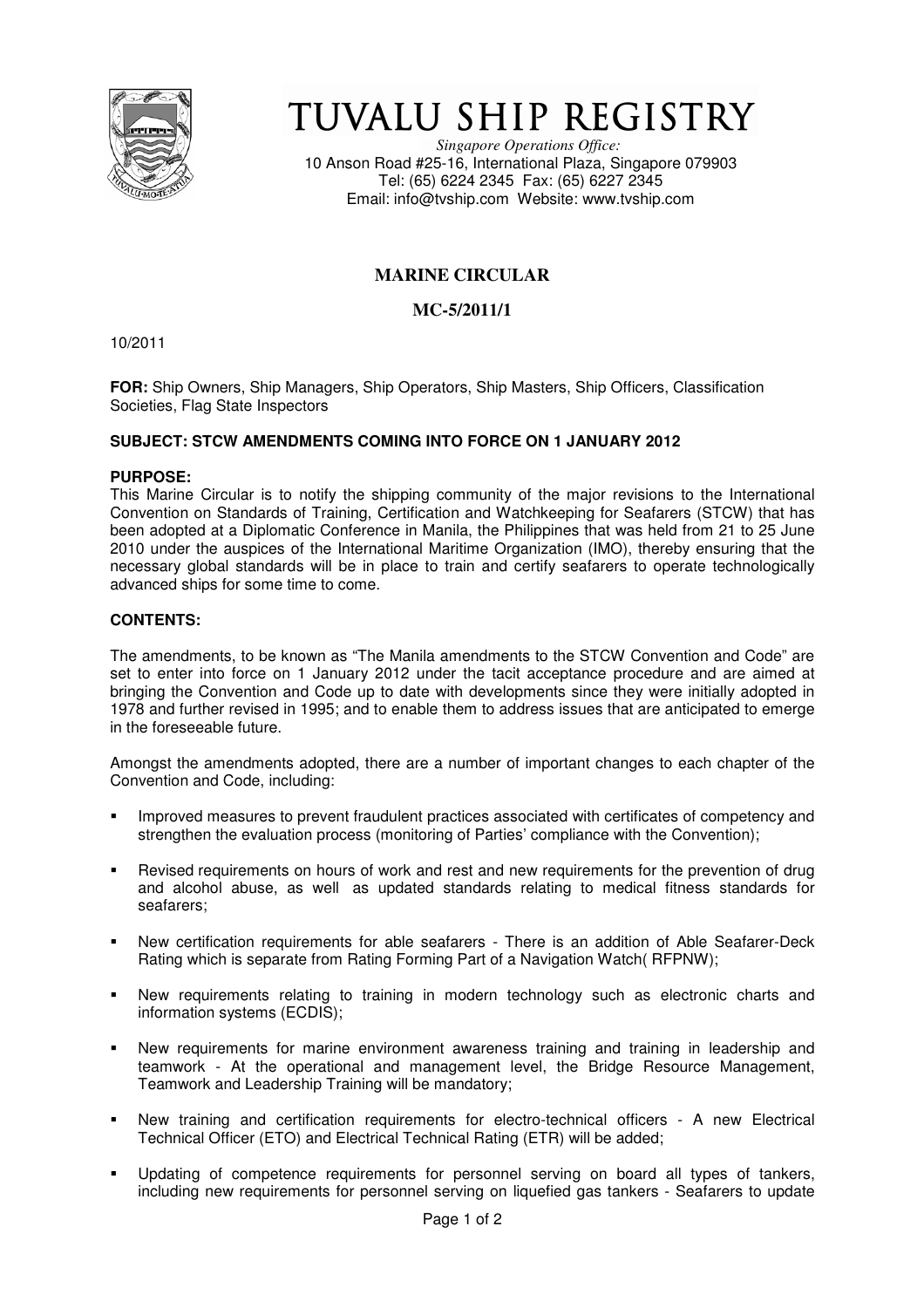# TUVALU SHIP REGISTRY

*Singapore Operations Office:*
10 Anson Road #25-16, International Plaza, Singapore 079903
Tel: (65) 6224 2345 Fax: (65) 6227 2345
Email: info@tvship.com Website: www.tvship.com

## MARINE CIRCULAR

## MC-5/2011/1

10/2011

**FOR:** Ship Owners, Ship Managers, Ship Operators, Ship Masters, Ship Officers, Classification Societies, Flag State Inspectors

**SUBJECT: STCW AMENDMENTS COMING INTO FORCE ON 1 JANUARY 2012**

**PURPOSE:**
This Marine Circular is to notify the shipping community of the major revisions to the International Convention on Standards of Training, Certification and Watchkeeping for Seafarers (STCW) that has been adopted at a Diplomatic Conference in Manila, the Philippines that was held from 21 to 25 June 2010 under the auspices of the International Maritime Organization (IMO), thereby ensuring that the necessary global standards will be in place to train and certify seafarers to operate technologically advanced ships for some time to come.

**CONTENTS:**

The amendments, to be known as "The Manila amendments to the STCW Convention and Code" are set to enter into force on 1 January 2012 under the tacit acceptance procedure and are aimed at bringing the Convention and Code up to date with developments since they were initially adopted in 1978 and further revised in 1995; and to enable them to address issues that are anticipated to emerge in the foreseeable future.

Amongst the amendments adopted, there are a number of important changes to each chapter of the Convention and Code, including:

- Improved measures to prevent fraudulent practices associated with certificates of competency and strengthen the evaluation process (monitoring of Parties' compliance with the Convention);
- Revised requirements on hours of work and rest and new requirements for the prevention of drug and alcohol abuse, as well as updated standards relating to medical fitness standards for seafarers;
- New certification requirements for able seafarers - There is an addition of Able Seafarer-Deck Rating which is separate from Rating Forming Part of a Navigation Watch( RFPNW);
- New requirements relating to training in modern technology such as electronic charts and information systems (ECDIS);
- New requirements for marine environment awareness training and training in leadership and teamwork - At the operational and management level, the Bridge Resource Management, Teamwork and Leadership Training will be mandatory;
- New training and certification requirements for electro-technical officers - A new Electrical Technical Officer (ETO) and Electrical Technical Rating (ETR) will be added;
- Updating of competence requirements for personnel serving on board all types of tankers, including new requirements for personnel serving on liquefied gas tankers - Seafarers to update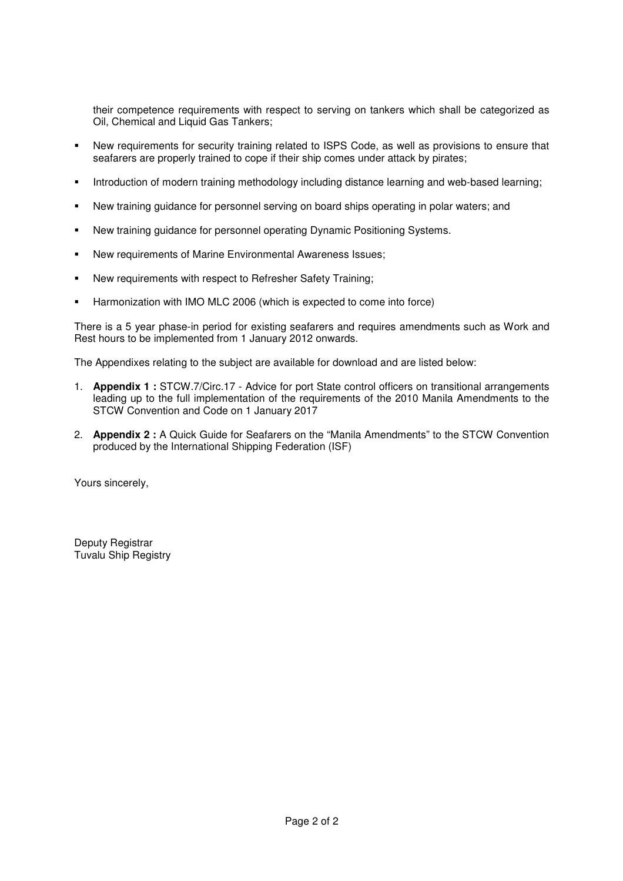their competence requirements with respect to serving on tankers which shall be categorized as Oil, Chemical and Liquid Gas Tankers;

- New requirements for security training related to ISPS Code, as well as provisions to ensure that seafarers are properly trained to cope if their ship comes under attack by pirates;
- Introduction of modern training methodology including distance learning and web-based learning;
- New training guidance for personnel serving on board ships operating in polar waters; and
- New training guidance for personnel operating Dynamic Positioning Systems.
- New requirements of Marine Environmental Awareness Issues;
- New requirements with respect to Refresher Safety Training;
- Harmonization with IMO MLC 2006 (which is expected to come into force)

There is a 5 year phase-in period for existing seafarers and requires amendments such as Work and Rest hours to be implemented from 1 January 2012 onwards.

The Appendixes relating to the subject are available for download and are listed below:

1. **Appendix 1 :** STCW.7/Circ.17 - Advice for port State control officers on transitional arrangements leading up to the full implementation of the requirements of the 2010 Manila Amendments to the STCW Convention and Code on 1 January 2017
2. **Appendix 2 :** A Quick Guide for Seafarers on the "Manila Amendments" to the STCW Convention produced by the International Shipping Federation (ISF)

Yours sincerely,

Deputy Registrar
Tuvalu Ship Registry